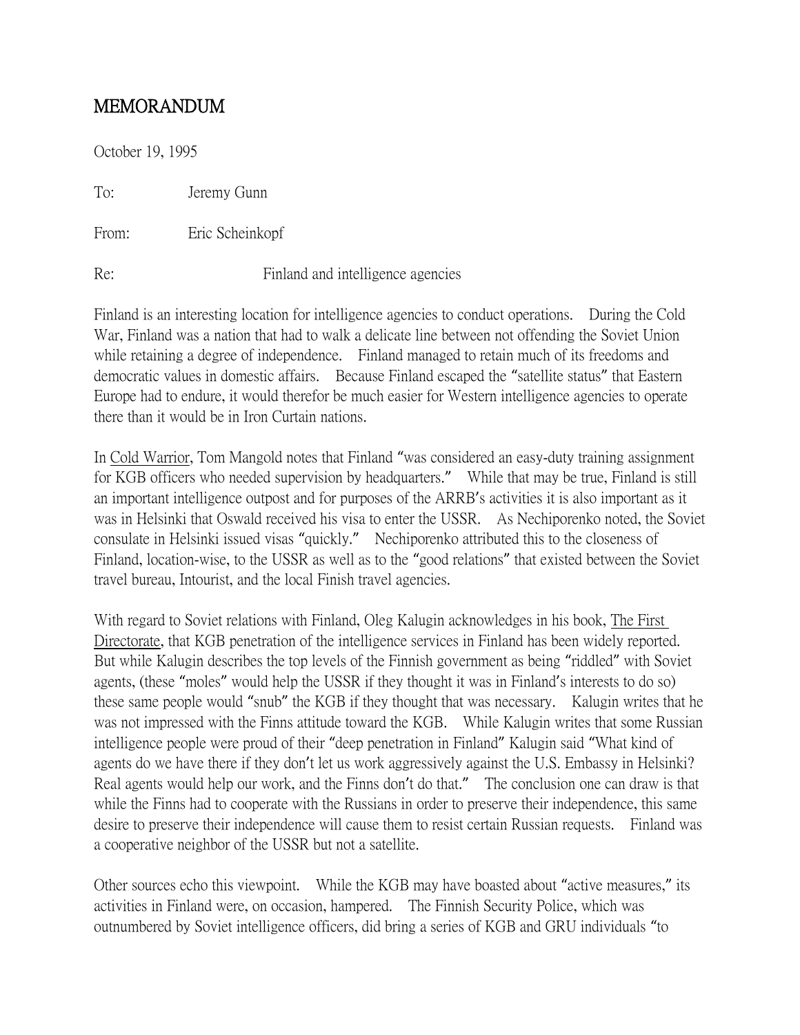# MEMORANDUM

October 19, 1995

To: Jeremy Gunn

From: Eric Scheinkopf

Re: Finland and intelligence agencies

Finland is an interesting location for intelligence agencies to conduct operations. During the Cold War, Finland was a nation that had to walk a delicate line between not offending the Soviet Union while retaining a degree of independence. Finland managed to retain much of its freedoms and democratic values in domestic affairs. Because Finland escaped the "satellite status" that Eastern Europe had to endure, it would therefor be much easier for Western intelligence agencies to operate there than it would be in Iron Curtain nations.

In Cold Warrior, Tom Mangold notes that Finland "was considered an easy-duty training assignment for KGB officers who needed supervision by headquarters." While that may be true, Finland is still an important intelligence outpost and for purposes of the ARRB's activities it is also important as it was in Helsinki that Oswald received his visa to enter the USSR. As Nechiporenko noted, the Soviet consulate in Helsinki issued visas "quickly." Nechiporenko attributed this to the closeness of Finland, location-wise, to the USSR as well as to the "good relations" that existed between the Soviet travel bureau, Intourist, and the local Finish travel agencies.

With regard to Soviet relations with Finland, Oleg Kalugin acknowledges in his book, The First Directorate, that KGB penetration of the intelligence services in Finland has been widely reported. But while Kalugin describes the top levels of the Finnish government as being "riddled" with Soviet agents, (these "moles" would help the USSR if they thought it was in Finland's interests to do so) these same people would "snub" the KGB if they thought that was necessary. Kalugin writes that he was not impressed with the Finns attitude toward the KGB. While Kalugin writes that some Russian intelligence people were proud of their "deep penetration in Finland" Kalugin said "What kind of agents do we have there if they don't let us work aggressively against the U.S. Embassy in Helsinki? Real agents would help our work, and the Finns don't do that." The conclusion one can draw is that while the Finns had to cooperate with the Russians in order to preserve their independence, this same desire to preserve their independence will cause them to resist certain Russian requests. Finland was a cooperative neighbor of the USSR but not a satellite.

Other sources echo this viewpoint. While the KGB may have boasted about "active measures," its activities in Finland were, on occasion, hampered. The Finnish Security Police, which was outnumbered by Soviet intelligence officers, did bring a series of KGB and GRU individuals "to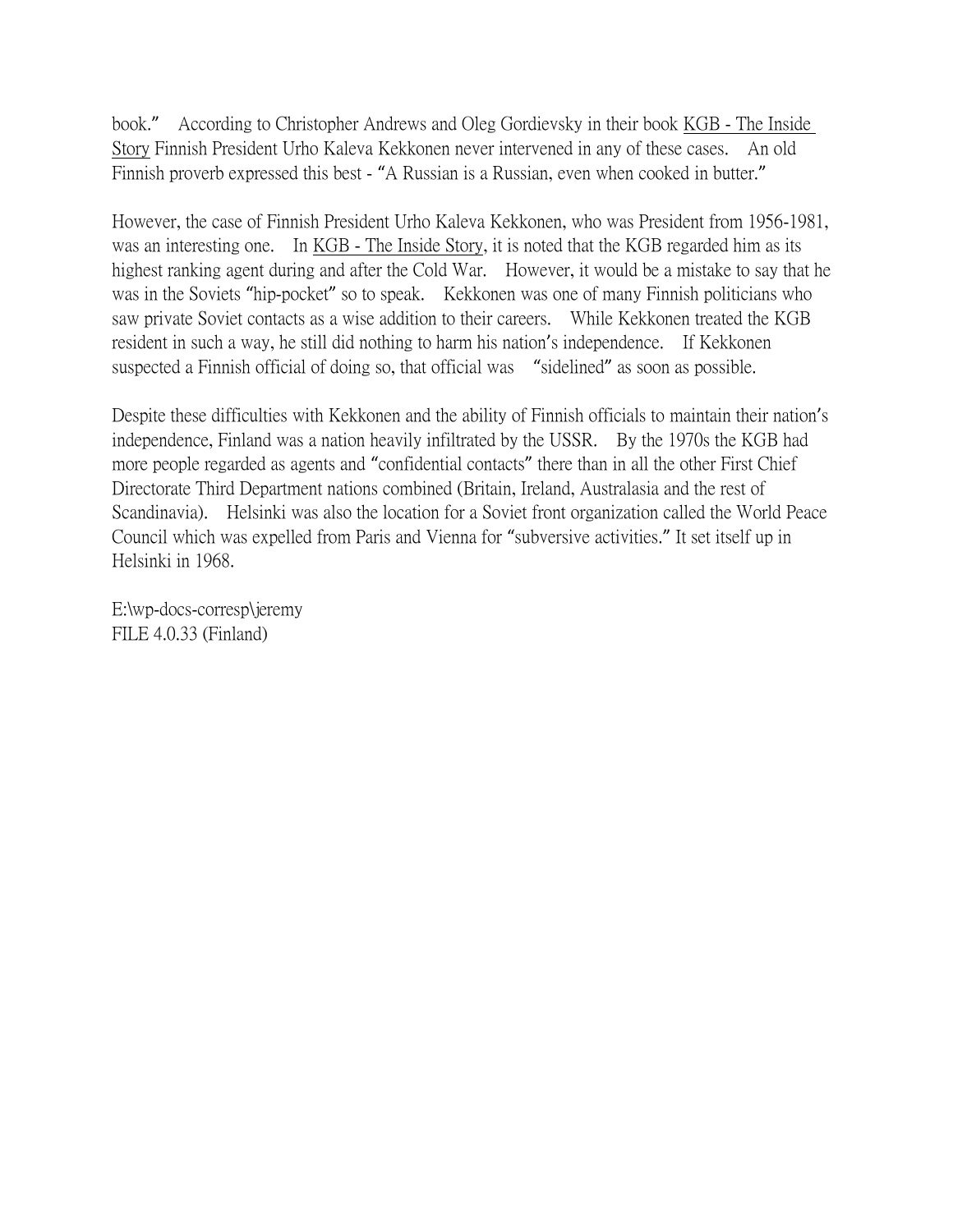book."  According to Christopher Andrews and Oleg Gordievsky in their book <u>KGB - The Inside Story</u> Finnish President Urho Kaleva Kekkonen never intervened in any of these cases.  An old Finnish proverb expressed this best - "A Russian is a Russian, even when cooked in butter."

However, the case of Finnish President Urho Kaleva Kekkonen, who was President from 1956-1981, was an interesting one.  In <u>KGB - The Inside Story</u>, it is noted that the KGB regarded him as its highest ranking agent during and after the Cold War.  However, it would be a mistake to say that he was in the Soviets "hip-pocket" so to speak.  Kekkonen was one of many Finnish politicians who saw private Soviet contacts as a wise addition to their careers.  While Kekkonen treated the KGB resident in such a way, he still did nothing to harm his nation's independence.  If Kekkonen suspected a Finnish official of doing so, that official was  "sidelined" as soon as possible.

Despite these difficulties with Kekkonen and the ability of Finnish officials to maintain their nation's independence, Finland was a nation heavily infiltrated by the USSR.  By the 1970s the KGB had more people regarded as agents and "confidential contacts" there than in all the other First Chief Directorate Third Department nations combined (Britain, Ireland, Australasia and the rest of Scandinavia).  Helsinki was also the location for a Soviet front organization called the World Peace Council which was expelled from Paris and Vienna for "subversive activities." It set itself up in Helsinki in 1968.

E:\wp-docs-corresp\jeremy
FILE 4.0.33 (Finland)